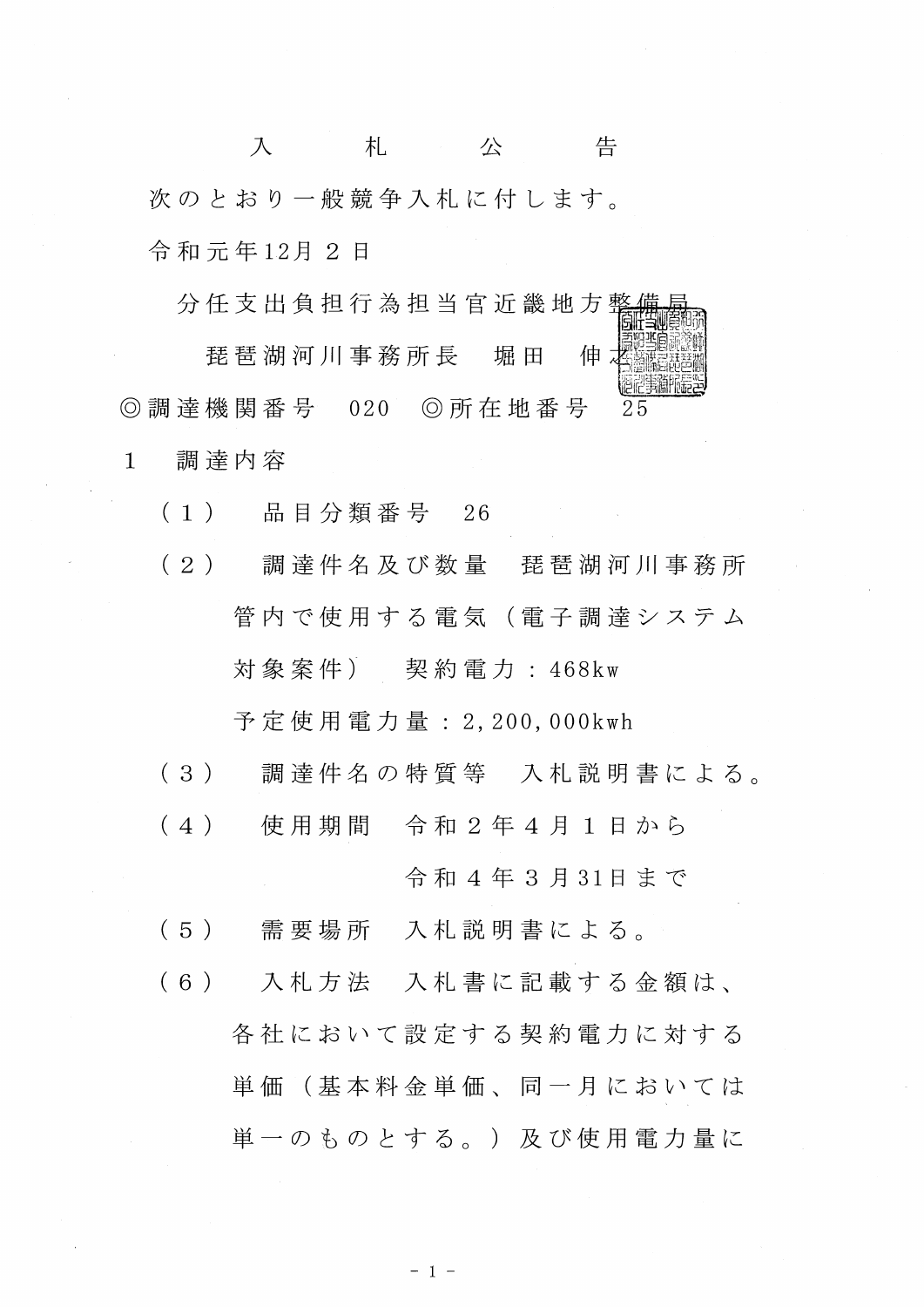# 入　札　公　告

次のとおり一般競争入札に付します。

令和元年12月２日

分任支出負担行為担当官近畿地方整備局
琵琶湖河川事務所長　堀田　伸之

◎調達機関番号　020　◎所在地番号　25

1　調達内容

（１）　品目分類番号　26

（２）　調達件名及び数量　琵琶湖河川事務所管内で使用する電気（電子調達システム対象案件）　契約電力：468kw
予定使用電力量：2,200,000kwh

（３）　調達件名の特質等　入札説明書による。

（４）　使用期間　令和２年４月１日から
令和４年３月31日まで

（５）　需要場所　入札説明書による。

（６）　入札方法　入札書に記載する金額は、各社において設定する契約電力に対する単価（基本料金単価、同一月においては単一のものとする。）及び使用電力量に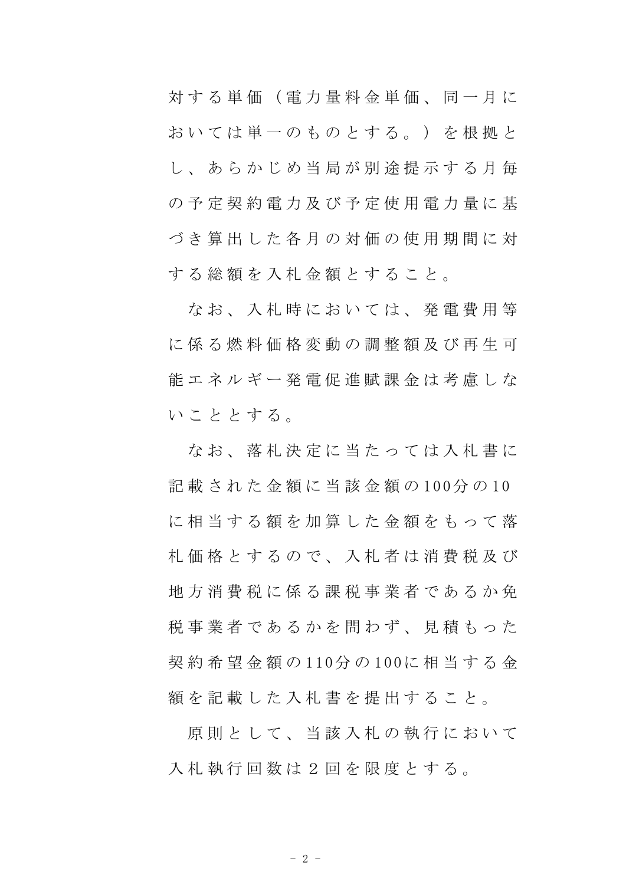対する単価（電力量料金単価、同一月においては単一のものとする。）を根拠とし、あらかじめ当局が別途提示する月毎の予定契約電力及び予定使用電力量に基づき算出した各月の対価の使用期間に対する総額を入札金額とすること。

なお、入札時においては、発電費用等に係る燃料価格変動の調整額及び再生可能エネルギー発電促進賦課金は考慮しないこととする。

なお、落札決定に当たっては入札書に記載された金額に当該金額の100分の10に相当する額を加算した金額をもって落札価格とするので、入札者は消費税及び地方消費税に係る課税事業者であるか免税事業者であるかを問わず、見積もった契約希望金額の110分の100に相当する金額を記載した入札書を提出すること。

原則として、当該入札の執行において入札執行回数は２回を限度とする。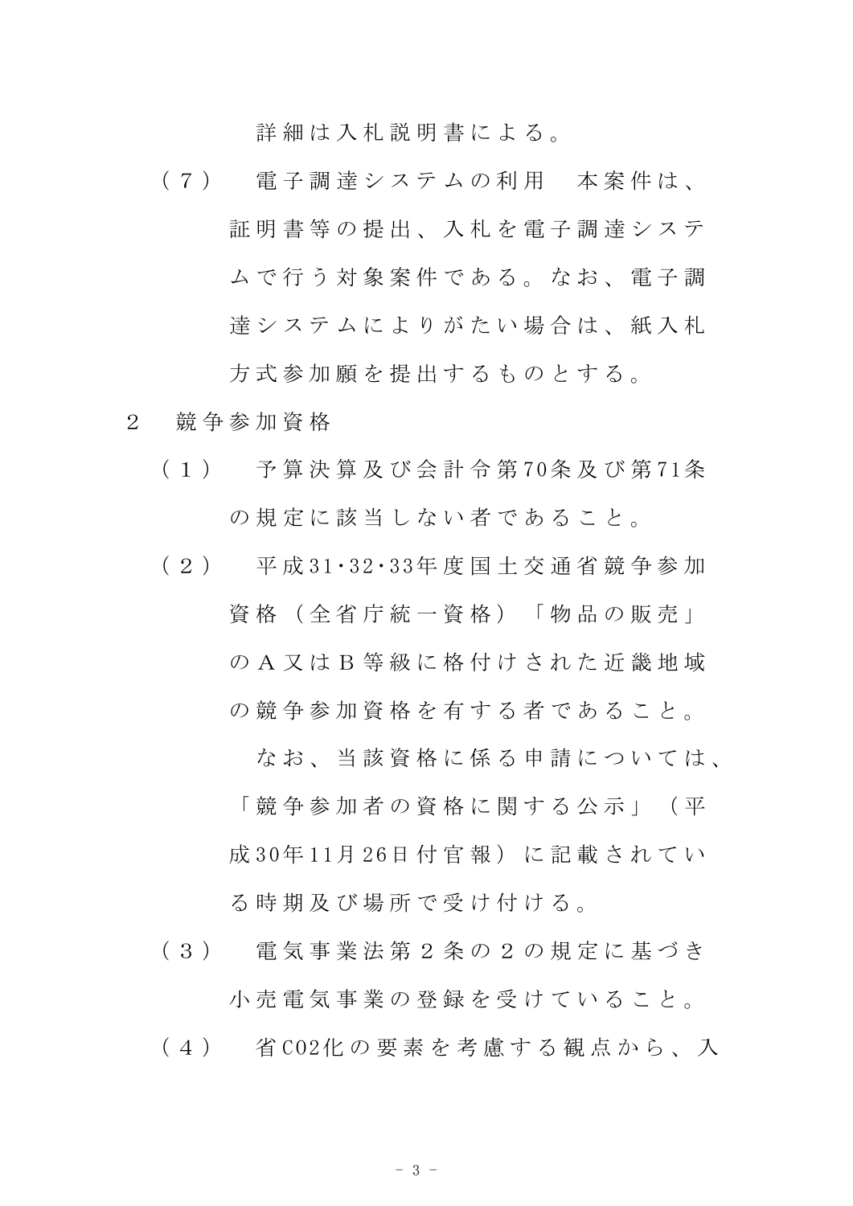詳細は入札説明書による。

（７）　電子調達システムの利用　本案件は、証明書等の提出、入札を電子調達システムで行う対象案件である。なお、電子調達システムによりがたい場合は、紙入札方式参加願を提出するものとする。

２　競争参加資格

（１）　予算決算及び会計令第70条及び第71条の規定に該当しない者であること。

（２）　平成31･32･33年度国土交通省競争参加資格（全省庁統一資格）「物品の販売」のＡ又はＢ等級に格付けされた近畿地域の競争参加資格を有する者であること。

　なお、当該資格に係る申請については、「競争参加者の資格に関する公示」（平成30年11月26日付官報）に記載されている時期及び場所で受け付ける。

（３）　電気事業法第２条の２の規定に基づき小売電気事業の登録を受けていること。

（４）　省CO2化の要素を考慮する観点から、入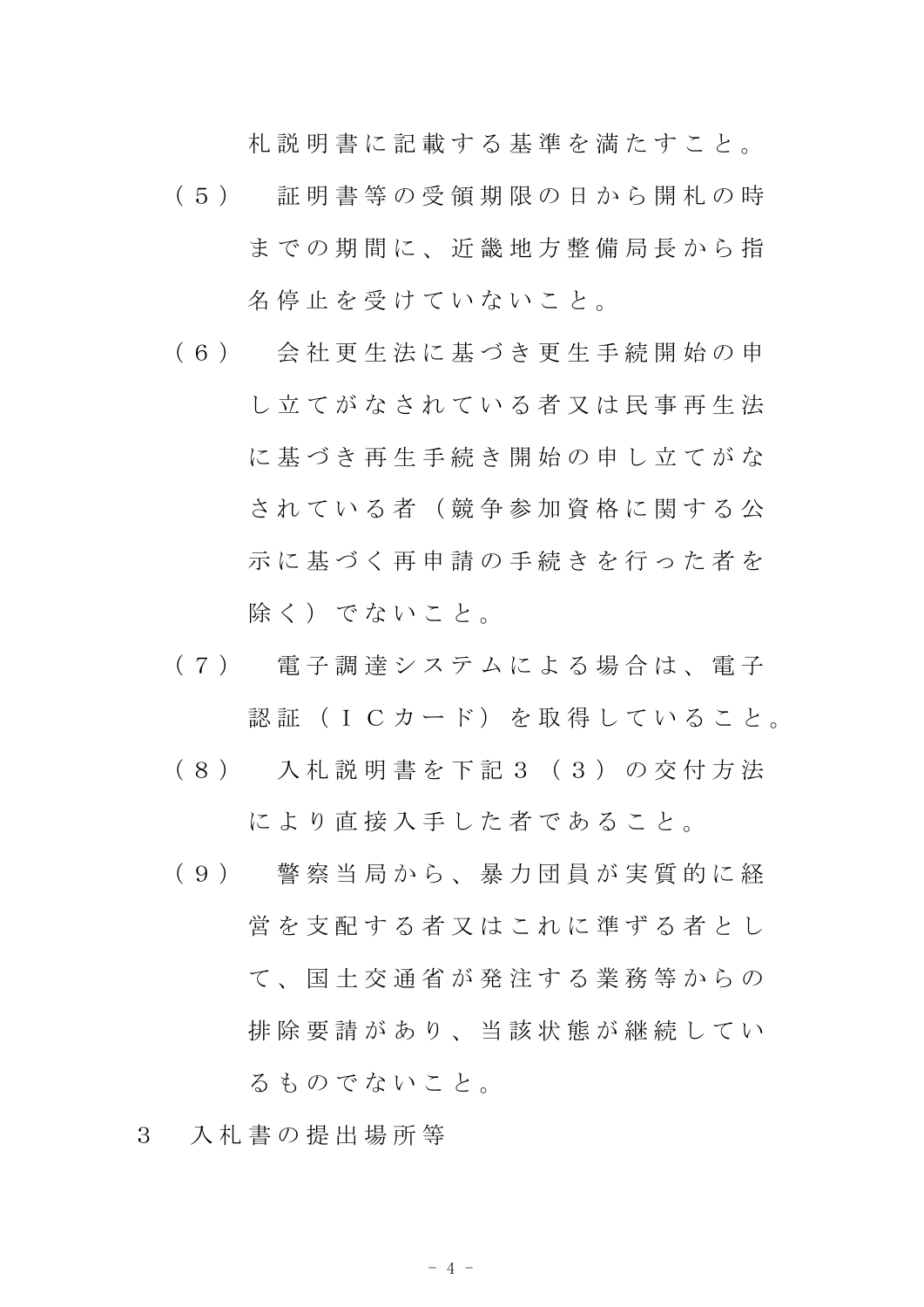札説明書に記載する基準を満たすこと。

（５）　証明書等の受領期限の日から開札の時までの期間に、近畿地方整備局長から指名停止を受けていないこと。

（６）　会社更生法に基づき更生手続開始の申し立てがなされている者又は民事再生法に基づき再生手続き開始の申し立てがなされている者（競争参加資格に関する公示に基づく再申請の手続きを行った者を除く）でないこと。

（７）　電子調達システムによる場合は、電子認証（ＩＣカード）を取得していること。

（８）　入札説明書を下記３（３）の交付方法により直接入手した者であること。

（９）　警察当局から、暴力団員が実質的に経営を支配する者又はこれに準ずる者として、国土交通省が発注する業務等からの排除要請があり、当該状態が継続しているものでないこと。

３　入札書の提出場所等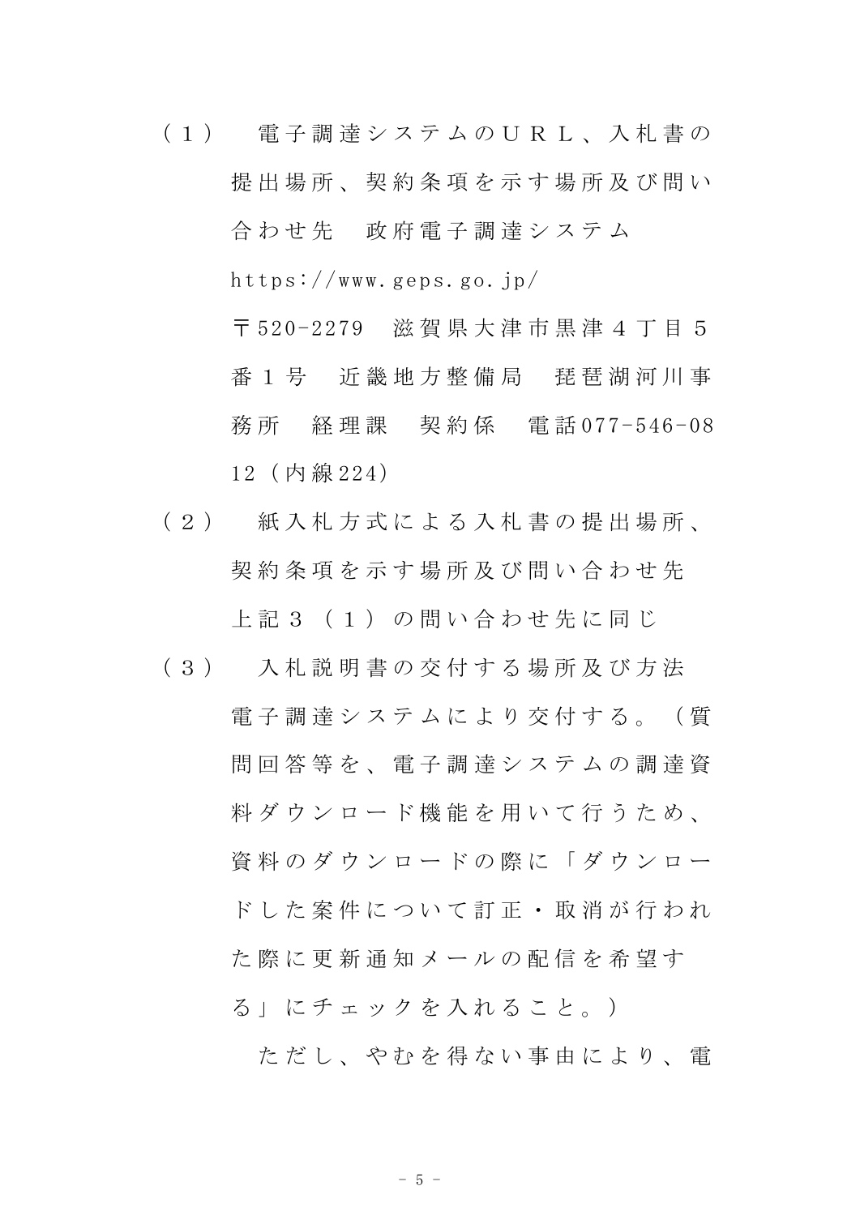（１）　電子調達システムのＵＲＬ、入札書の提出場所、契約条項を示す場所及び問い合わせ先　政府電子調達システム

https://www.geps.go.jp/

〒520-2279　滋賀県大津市黒津４丁目５番１号　近畿地方整備局　琵琶湖河川事務所　経理課　契約係　電話077-546-0812（内線224）

（２）　紙入札方式による入札書の提出場所、契約条項を示す場所及び問い合わせ先　上記３（１）の問い合わせ先に同じ

（３）　入札説明書の交付する場所及び方法　電子調達システムにより交付する。（質問回答等を、電子調達システムの調達資料ダウンロード機能を用いて行うため、資料のダウンロードの際に「ダウンロードした案件について訂正・取消が行われた際に更新通知メールの配信を希望する」にチェックを入れること。）

ただし、やむを得ない事由により、電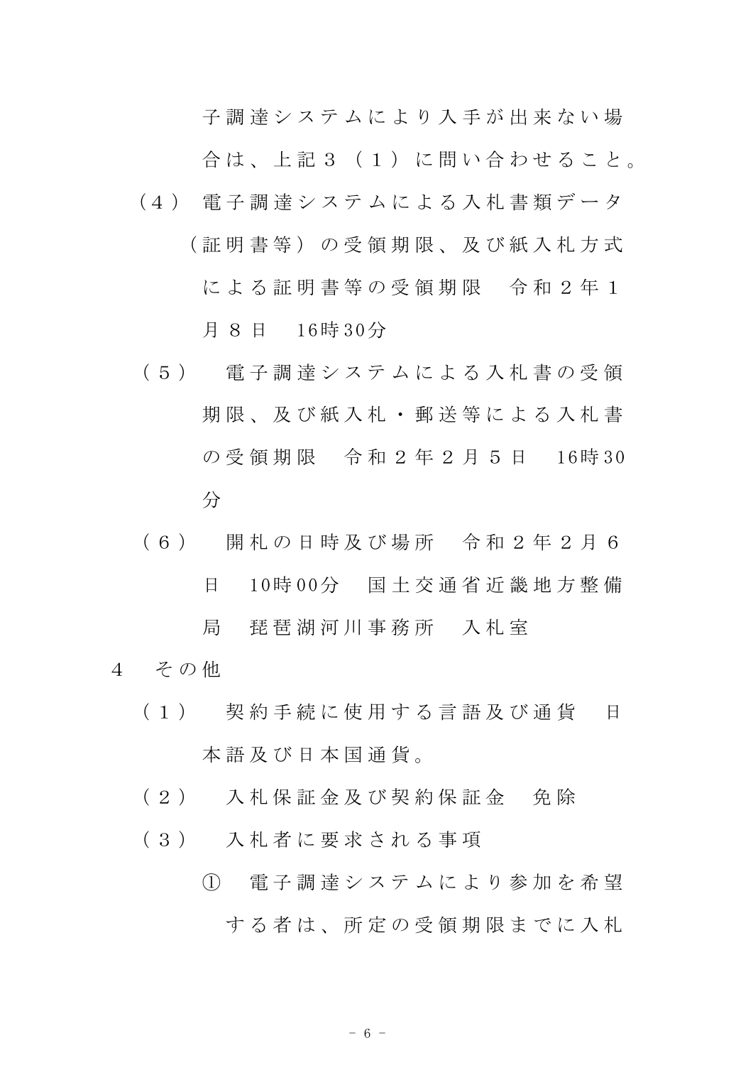子調達システムにより入手が出来ない場合は、上記３（１）に問い合わせること。

（４）電子調達システムによる入札書類データ（証明書等）の受領期限、及び紙入札方式による証明書等の受領期限　令和２年１月８日　16時30分

（５）　電子調達システムによる入札書の受領期限、及び紙入札・郵送等による入札書の受領期限　令和２年２月５日　16時30分

（６）　開札の日時及び場所　令和２年２月６日　10時00分　国土交通省近畿地方整備局　琵琶湖河川事務所　入札室

４　その他

（１）　契約手続に使用する言語及び通貨　日本語及び日本国通貨。

（２）　入札保証金及び契約保証金　免除

（３）　入札者に要求される事項

①　電子調達システムにより参加を希望する者は、所定の受領期限までに入札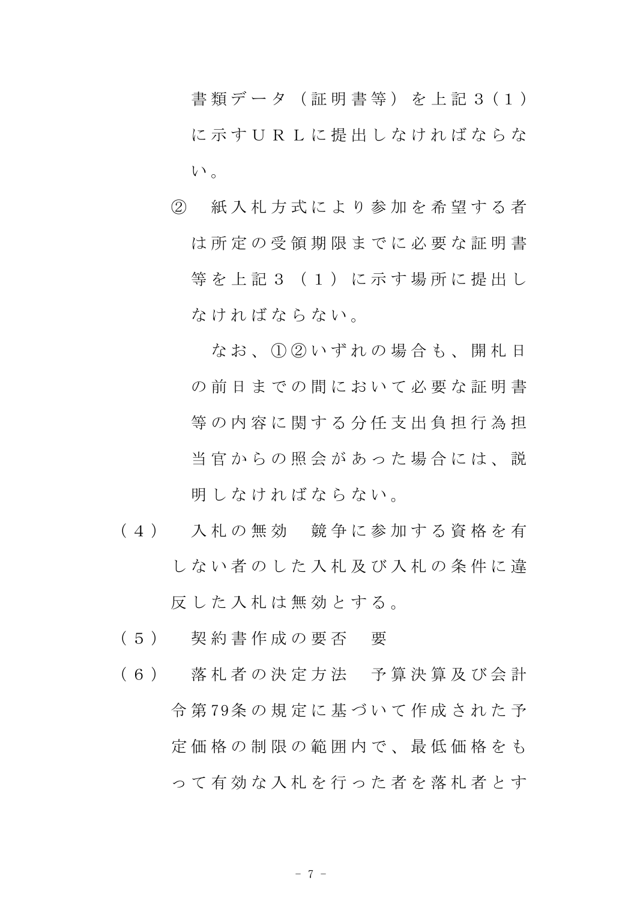書類データ（証明書等）を上記３（１）に示すＵＲＬに提出しなければならない。

② 紙入札方式により参加を希望する者は所定の受領期限までに必要な証明書等を上記３（１）に示す場所に提出しなければならない。

なお、①②いずれの場合も、開札日の前日までの間において必要な証明書等の内容に関する分任支出負担行為担当官からの照会があった場合には、説明しなければならない。

（４） 入札の無効　競争に参加する資格を有しない者のした入札及び入札の条件に違反した入札は無効とする。

（５） 契約書作成の要否　要

（６） 落札者の決定方法　予算決算及び会計令第79条の規定に基づいて作成された予定価格の制限の範囲内で、最低価格をもって有効な入札を行った者を落札者とす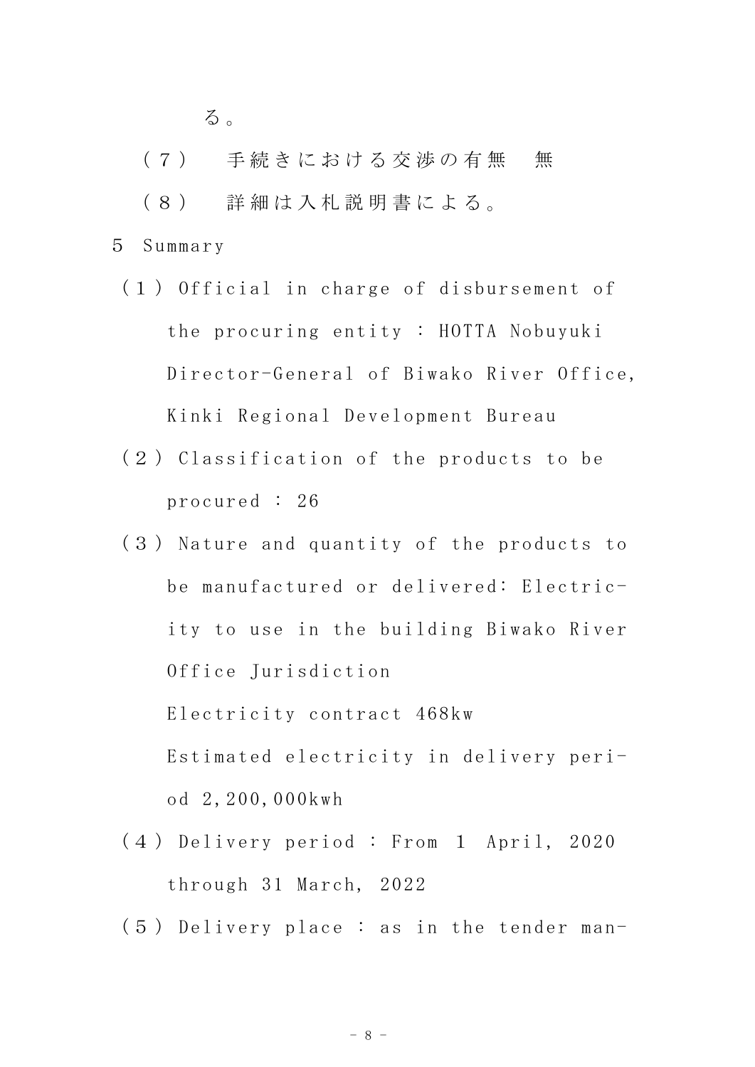る。

（７） 手続きにおける交渉の有無 無

（８） 詳細は入札説明書による。

５ Summary

（１）Official in charge of disbursement of the procuring entity : HOTTA Nobuyuki Director-General of Biwako River Office, Kinki Regional Development Bureau

（２）Classification of the products to be procured : 26

（３）Nature and quantity of the products to be manufactured or delivered: Electricity to use in the building Biwako River Office Jurisdiction

Electricity contract 468kw

Estimated electricity in delivery period 2,200,000kwh

（４）Delivery period : From 1 April, 2020 through 31 March, 2022

（５）Delivery place : as in the tender man-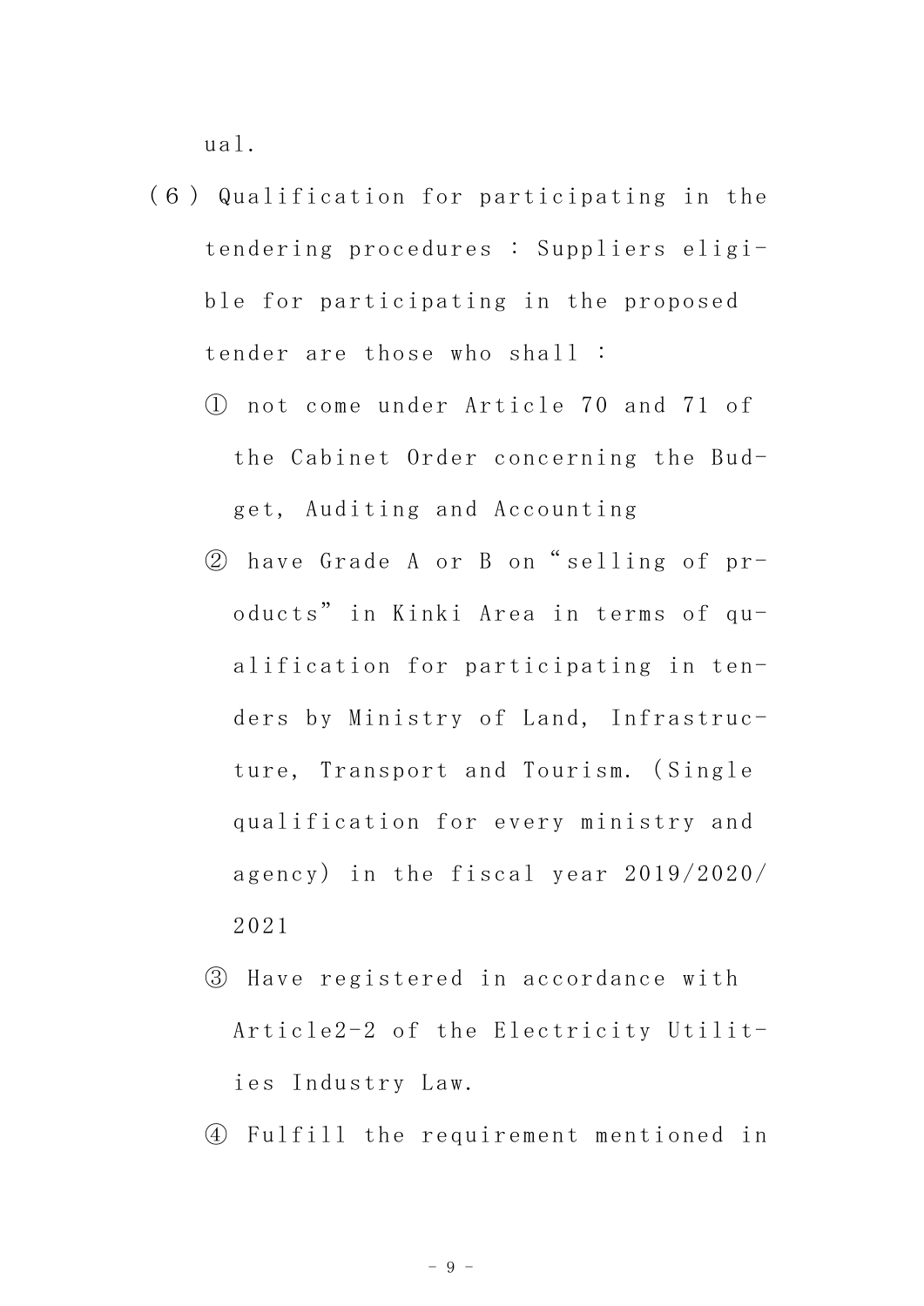ual.

（６）Qualification for participating in the tendering procedures : Suppliers eligible for participating in the proposed tender are those who shall :

① not come under Article 70 and 71 of the Cabinet Order concerning the Budget, Auditing and Accounting

② have Grade A or B on “selling of products” in Kinki Area in terms of qualification for participating in tenders by Ministry of Land, Infrastructure, Transport and Tourism. (Single qualification for every ministry and agency) in the fiscal year 2019/2020/2021

③ Have registered in accordance with Article2-2 of the Electricity Utilities Industry Law.

④ Fulfill the requirement mentioned in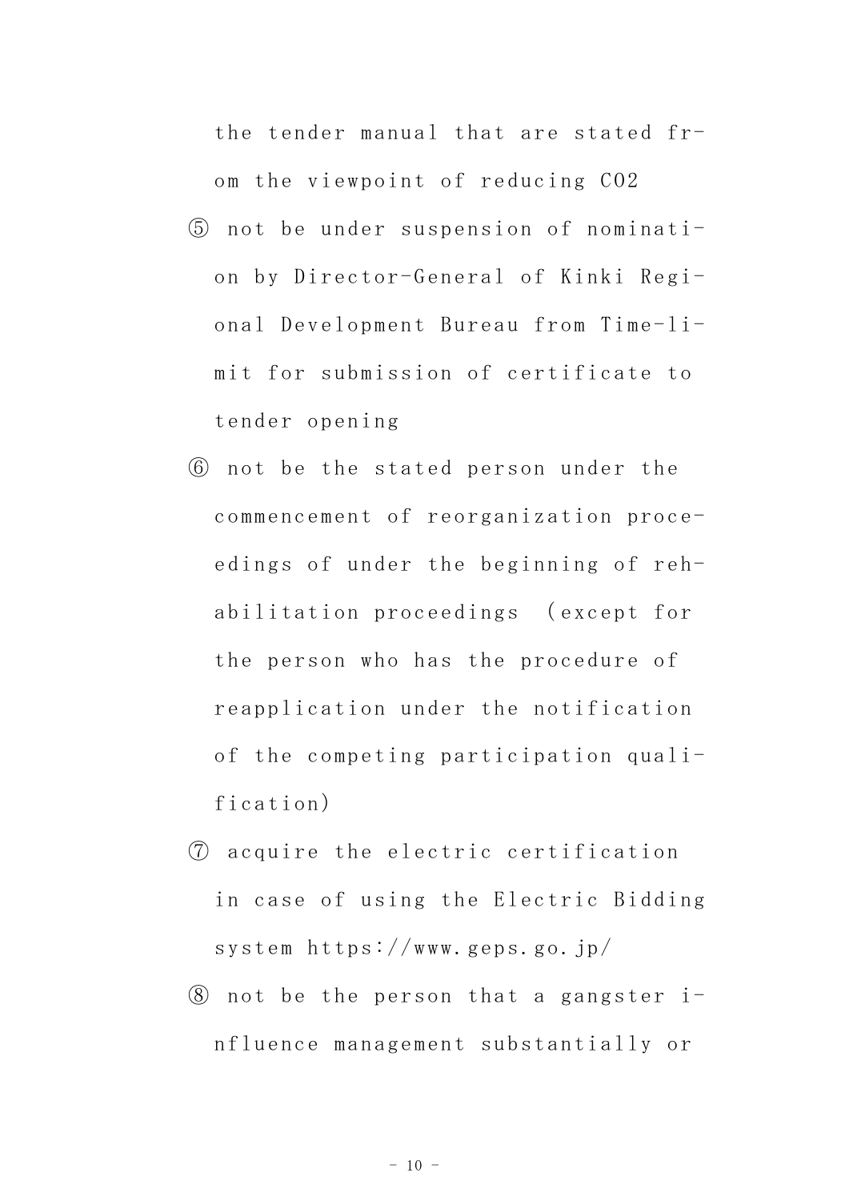the tender manual that are stated from the viewpoint of reducing $CO_2$

⑤ not be under suspension of nomination by Director-General of Kinki Regional Development Bureau from Time-limit for submission of certificate to tender opening

⑥ not be the stated person under the commencement of reorganization proceedings of under the beginning of rehabilitation proceedings (except for the person who has the procedure of reapplication under the notification of the competing participation qualification)

⑦ acquire the electric certification in case of using the Electric Bidding system https://www.geps.go.jp/

⑧ not be the person that a gangster influence management substantially or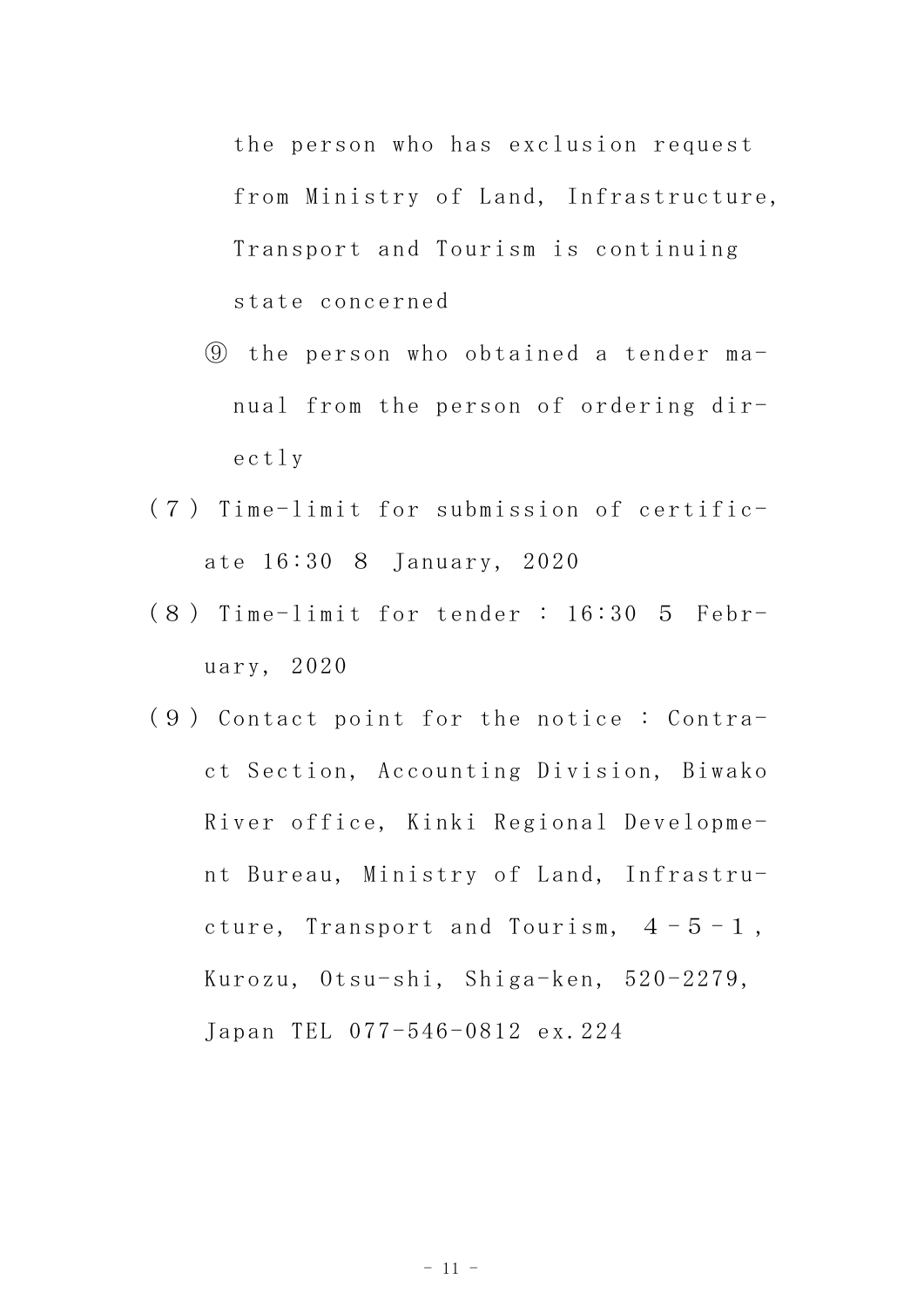the person who has exclusion request from Ministry of Land, Infrastructure, Transport and Tourism is continuing state concerned

⑨ the person who obtained a tender manual from the person of ordering directly

（７） Time-limit for submission of certificate 16:30 ８ January, 2020

（８） Time-limit for tender : 16:30 ５ February, 2020

（９） Contact point for the notice : Contract Section, Accounting Division, Biwako River office, Kinki Regional Development Bureau, Ministry of Land, Infrastructure, Transport and Tourism, ４－５－１, Kurozu, Otsu-shi, Shiga-ken, 520-2279, Japan TEL 077-546-0812 ex.224